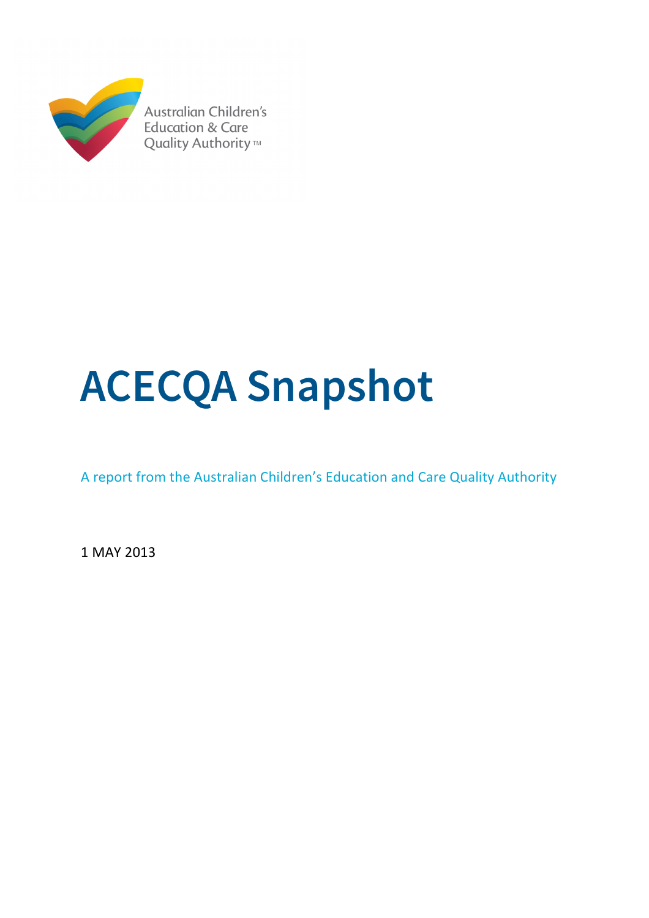Australian Children's Education & Care Quality Authority™

# ACECQA Snapshot

A report from the Australian Children's Education and Care Quality Authority

1 MAY 2013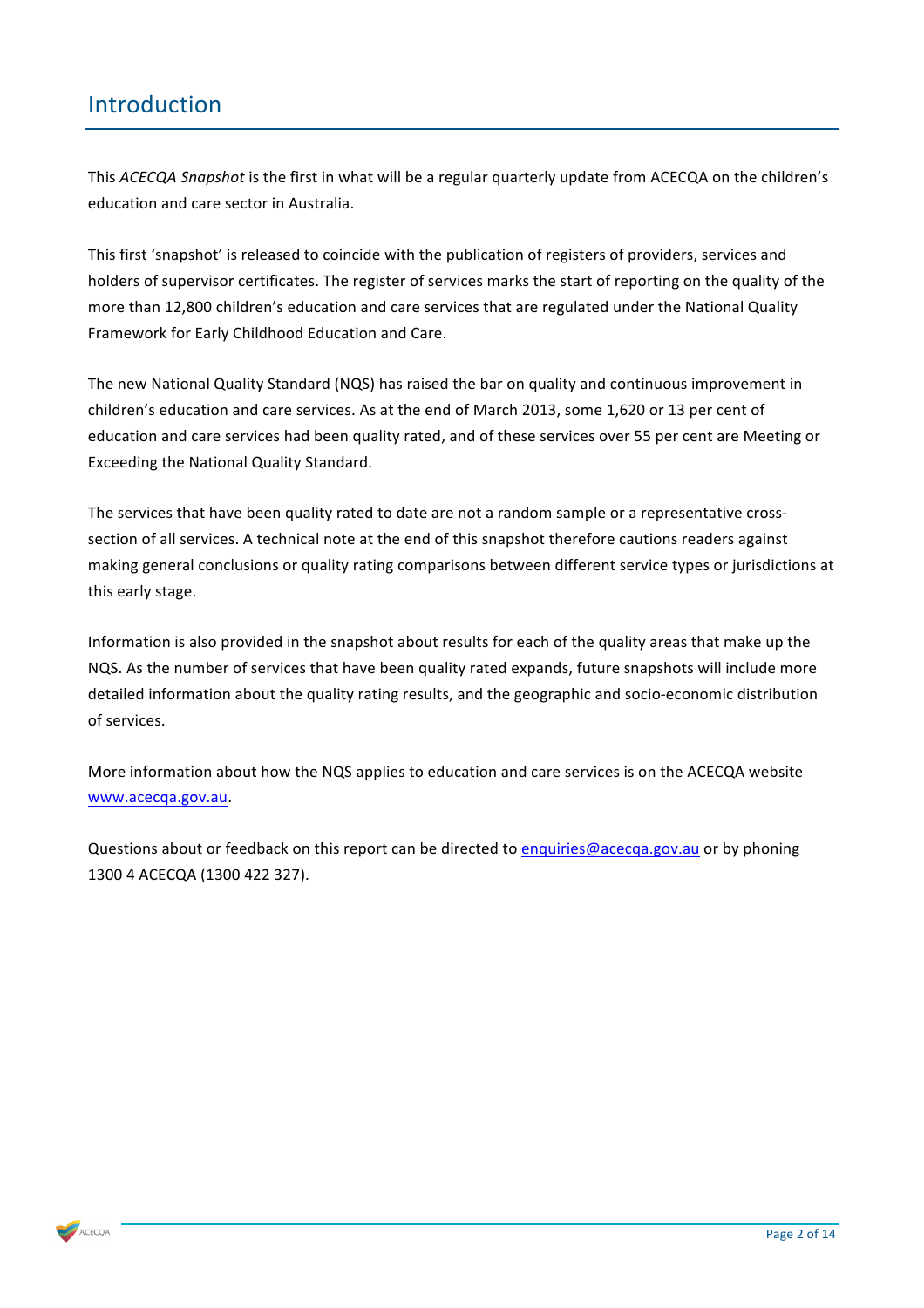# Introduction

This *ACECQA Snapshot* is the first in what will be a regular quarterly update from ACECQA on the children's education and care sector in Australia.

This first 'snapshot' is released to coincide with the publication of registers of providers, services and holders of supervisor certificates. The register of services marks the start of reporting on the quality of the more than 12,800 children's education and care services that are regulated under the National Quality Framework for Early Childhood Education and Care.

The new National Quality Standard (NQS) has raised the bar on quality and continuous improvement in children's education and care services. As at the end of March 2013, some 1,620 or 13 per cent of education and care services had been quality rated, and of these services over 55 per cent are Meeting or Exceeding the National Quality Standard.

The services that have been quality rated to date are not a random sample or a representative cross-section of all services. A technical note at the end of this snapshot therefore cautions readers against making general conclusions or quality rating comparisons between different service types or jurisdictions at this early stage.

Information is also provided in the snapshot about results for each of the quality areas that make up the NQS. As the number of services that have been quality rated expands, future snapshots will include more detailed information about the quality rating results, and the geographic and socio-economic distribution of services.

More information about how the NQS applies to education and care services is on the ACECQA website www.acecqa.gov.au.

Questions about or feedback on this report can be directed to enquiries@acecqa.gov.au or by phoning 1300 4 ACECQA (1300 422 327).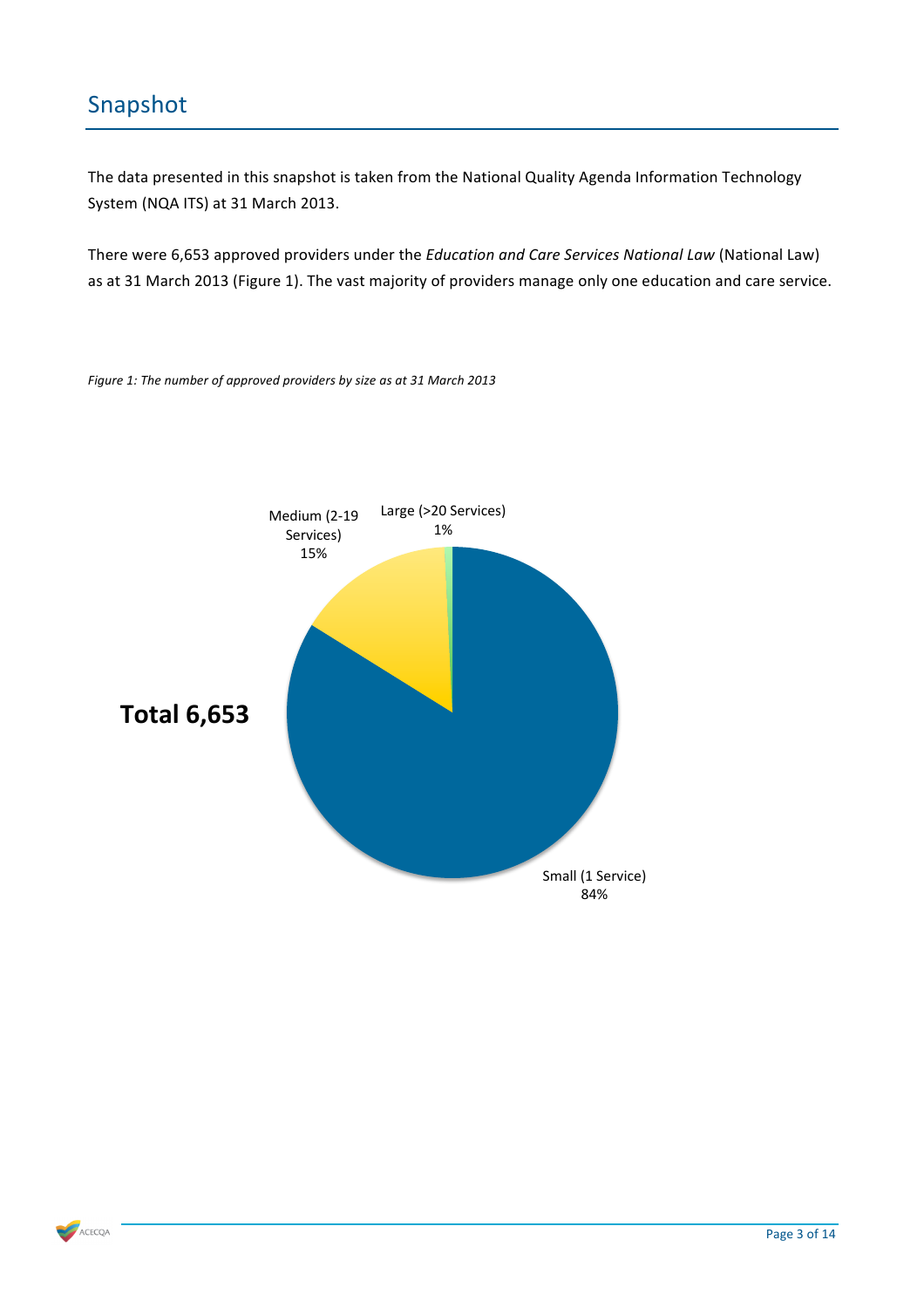## Snapshot

The data presented in this snapshot is taken from the National Quality Agenda Information Technology System (NQA ITS) at 31 March 2013.

There were 6,653 approved providers under the *Education and Care Services National Law* (National Law) as at 31 March 2013 (Figure 1). The vast majority of providers manage only one education and care service.

*Figure 1: The number of approved providers by size as at 31 March 2013*

**Total 6,653**

| Provider size | Percentage |
|---|---|
| Small (1 Service) | 84% |
| Medium (2-19 Services) | 15% |
| Large (>20 Services) | 1% |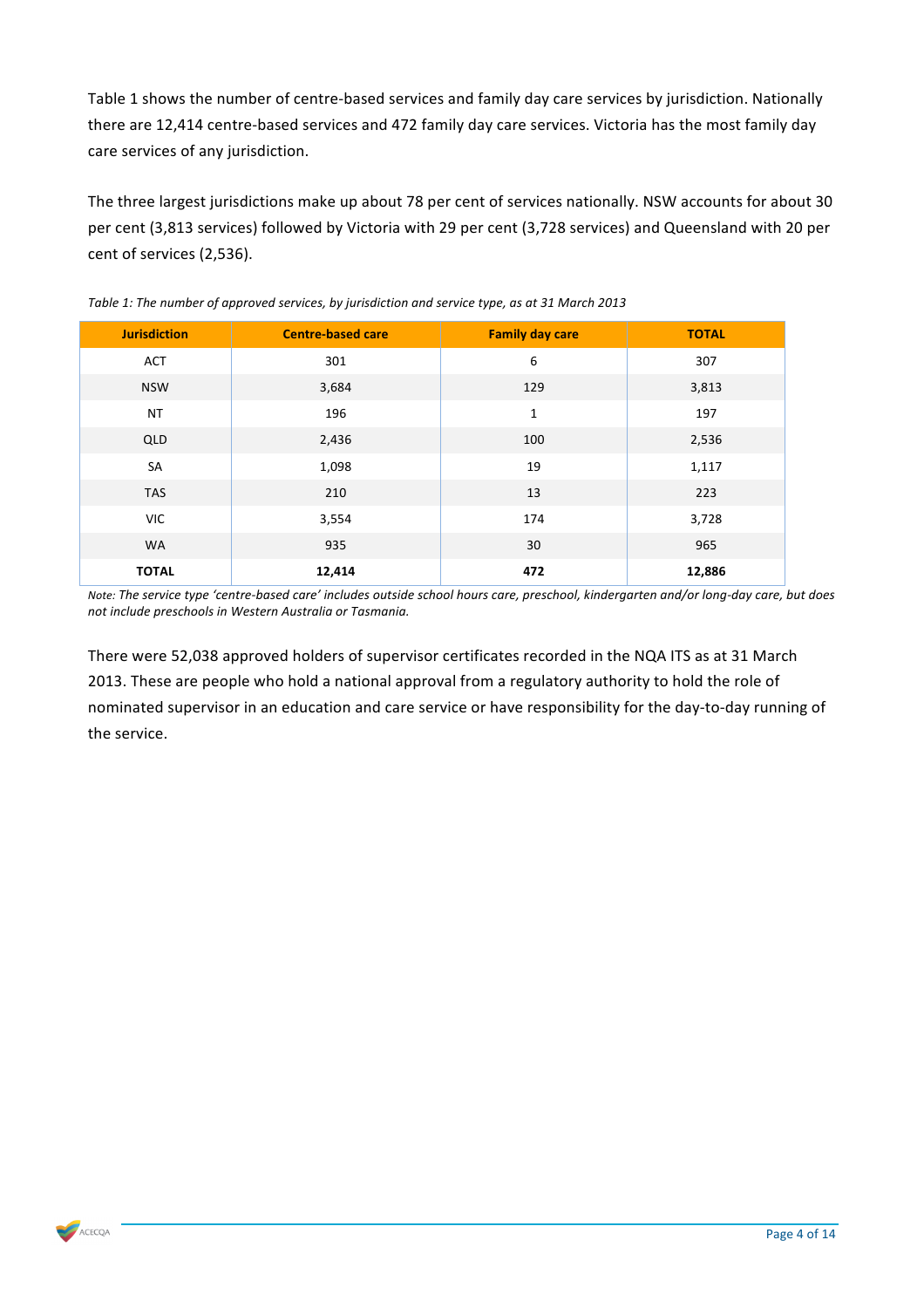Table 1 shows the number of centre-based services and family day care services by jurisdiction. Nationally there are 12,414 centre-based services and 472 family day care services. Victoria has the most family day care services of any jurisdiction.

The three largest jurisdictions make up about 78 per cent of services nationally. NSW accounts for about 30 per cent (3,813 services) followed by Victoria with 29 per cent (3,728 services) and Queensland with 20 per cent of services (2,536).

*Table 1: The number of approved services, by jurisdiction and service type, as at 31 March 2013*

| Jurisdiction | Centre-based care | Family day care | TOTAL |
|---|---|---|---|
| ACT | 301 | 6 | 307 |
| NSW | 3,684 | 129 | 3,813 |
| NT | 196 | 1 | 197 |
| QLD | 2,436 | 100 | 2,536 |
| SA | 1,098 | 19 | 1,117 |
| TAS | 210 | 13 | 223 |
| VIC | 3,554 | 174 | 3,728 |
| WA | 935 | 30 | 965 |
| **TOTAL** | **12,414** | **472** | **12,886** |

*Note: The service type 'centre-based care' includes outside school hours care, preschool, kindergarten and/or long-day care, but does not include preschools in Western Australia or Tasmania.*

There were 52,038 approved holders of supervisor certificates recorded in the NQA ITS as at 31 March 2013. These are people who hold a national approval from a regulatory authority to hold the role of nominated supervisor in an education and care service or have responsibility for the day-to-day running of the service.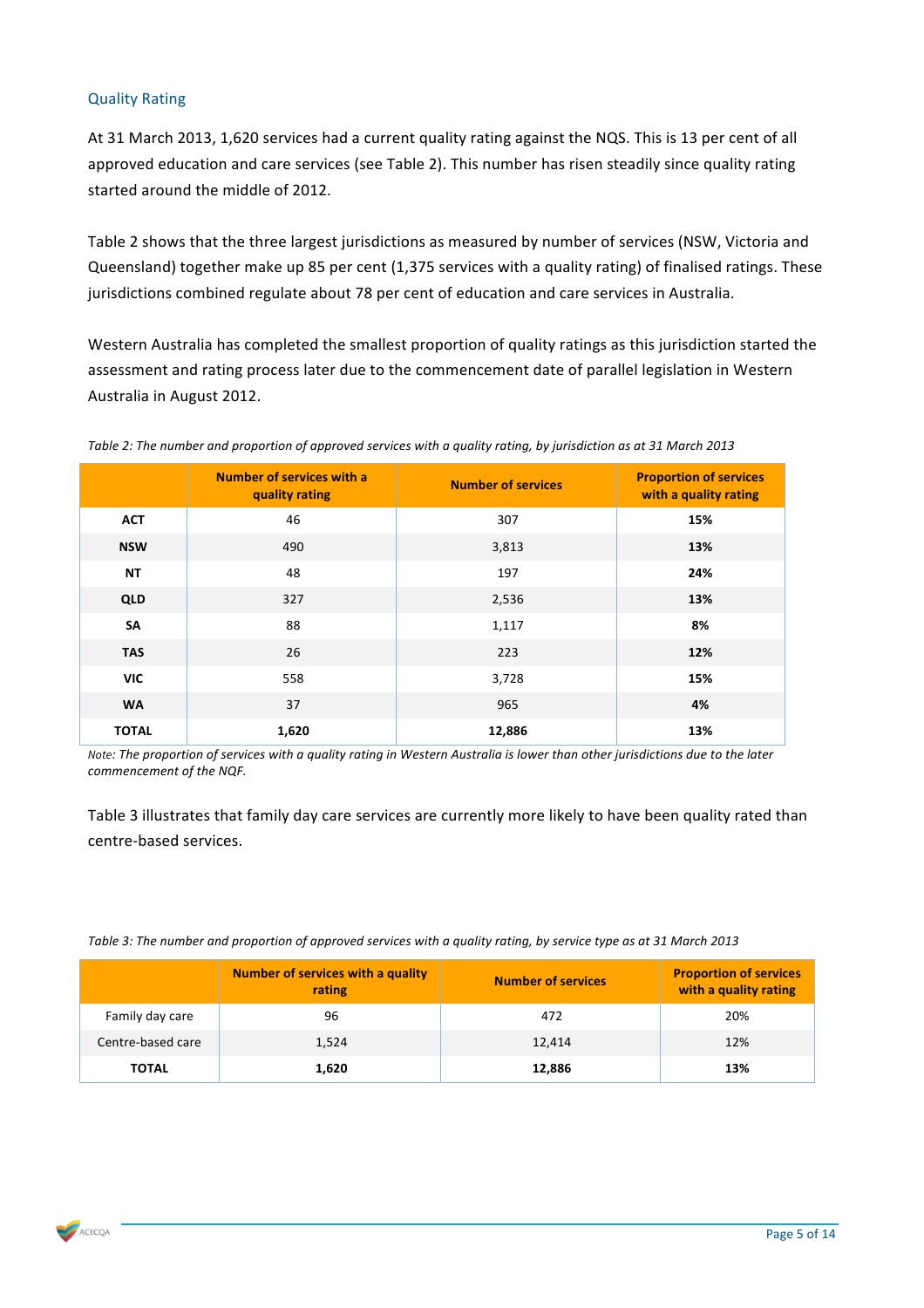### Quality Rating

At 31 March 2013, 1,620 services had a current quality rating against the NQS. This is 13 per cent of all approved education and care services (see Table 2). This number has risen steadily since quality rating started around the middle of 2012.

Table 2 shows that the three largest jurisdictions as measured by number of services (NSW, Victoria and Queensland) together make up 85 per cent (1,375 services with a quality rating) of finalised ratings. These jurisdictions combined regulate about 78 per cent of education and care services in Australia.

Western Australia has completed the smallest proportion of quality ratings as this jurisdiction started the assessment and rating process later due to the commencement date of parallel legislation in Western Australia in August 2012.

*Table 2: The number and proportion of approved services with a quality rating, by jurisdiction as at 31 March 2013*

| | Number of services with a quality rating | Number of services | Proportion of services with a quality rating |
|---|---|---|---|
| **ACT** | 46 | 307 | **15%** |
| **NSW** | 490 | 3,813 | **13%** |
| **NT** | 48 | 197 | **24%** |
| **QLD** | 327 | 2,536 | **13%** |
| **SA** | 88 | 1,117 | **8%** |
| **TAS** | 26 | 223 | **12%** |
| **VIC** | 558 | 3,728 | **15%** |
| **WA** | 37 | 965 | **4%** |
| **TOTAL** | **1,620** | **12,886** | **13%** |

*Note: The proportion of services with a quality rating in Western Australia is lower than other jurisdictions due to the later commencement of the NQF.*

Table 3 illustrates that family day care services are currently more likely to have been quality rated than centre-based services.

*Table 3: The number and proportion of approved services with a quality rating, by service type as at 31 March 2013*

| | Number of services with a quality rating | Number of services | Proportion of services with a quality rating |
|---|---|---|---|
| Family day care | 96 | 472 | 20% |
| Centre-based care | 1,524 | 12,414 | 12% |
| **TOTAL** | **1,620** | **12,886** | **13%** |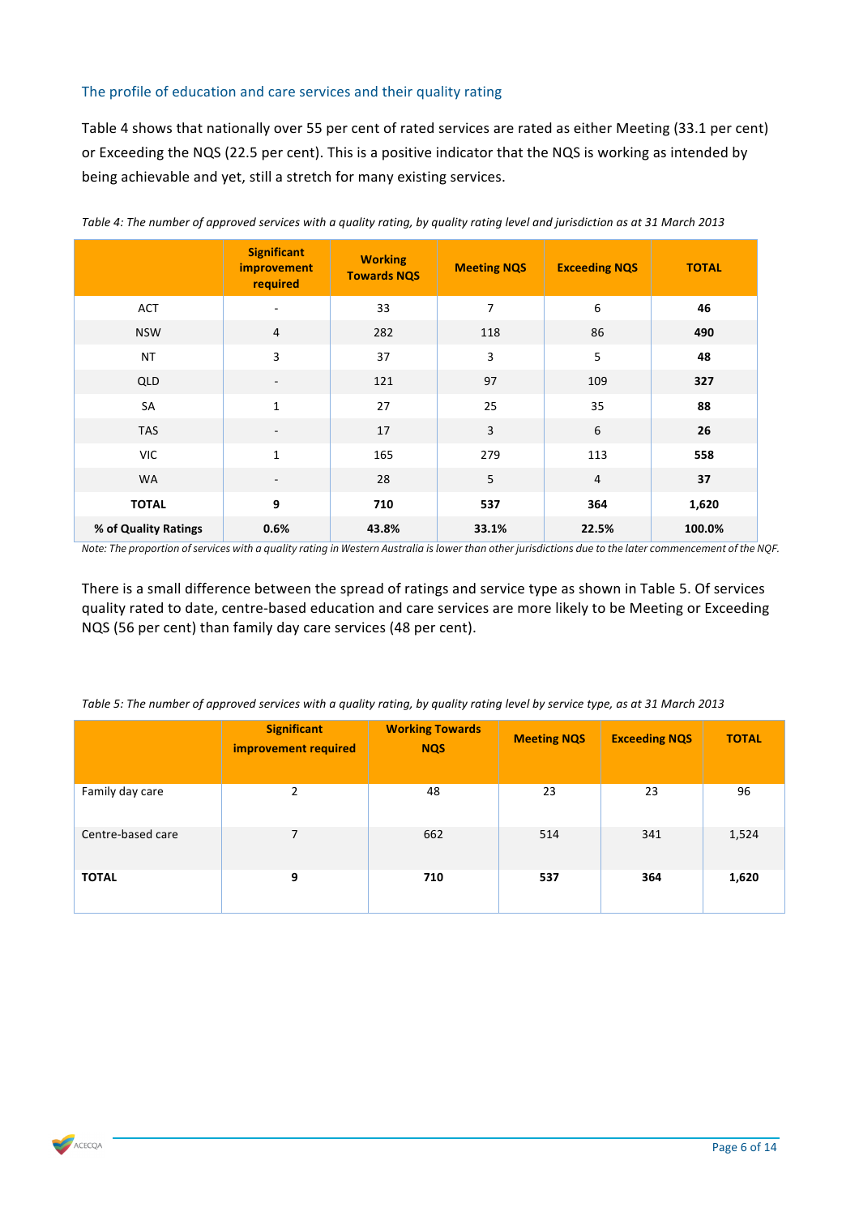## The profile of education and care services and their quality rating

Table 4 shows that nationally over 55 per cent of rated services are rated as either Meeting (33.1 per cent) or Exceeding the NQS (22.5 per cent). This is a positive indicator that the NQS is working as intended by being achievable and yet, still a stretch for many existing services.

*Table 4: The number of approved services with a quality rating, by quality rating level and jurisdiction as at 31 March 2013*

| | Significant improvement required | Working Towards NQS | Meeting NQS | Exceeding NQS | TOTAL |
|---|---|---|---|---|---|
| ACT | - | 33 | 7 | 6 | **46** |
| NSW | 4 | 282 | 118 | 86 | **490** |
| NT | 3 | 37 | 3 | 5 | **48** |
| QLD | - | 121 | 97 | 109 | **327** |
| SA | 1 | 27 | 25 | 35 | **88** |
| TAS | - | 17 | 3 | 6 | **26** |
| VIC | 1 | 165 | 279 | 113 | **558** |
| WA | - | 28 | 5 | 4 | **37** |
| **TOTAL** | **9** | **710** | **537** | **364** | **1,620** |
| **% of Quality Ratings** | **0.6%** | **43.8%** | **33.1%** | **22.5%** | **100.0%** |

*Note: The proportion of services with a quality rating in Western Australia is lower than other jurisdictions due to the later commencement of the NQF.*

There is a small difference between the spread of ratings and service type as shown in Table 5. Of services quality rated to date, centre-based education and care services are more likely to be Meeting or Exceeding NQS (56 per cent) than family day care services (48 per cent).

*Table 5: The number of approved services with a quality rating, by quality rating level by service type, as at 31 March 2013*

| | Significant improvement required | Working Towards NQS | Meeting NQS | Exceeding NQS | TOTAL |
|---|---|---|---|---|---|
| Family day care | 2 | 48 | 23 | 23 | 96 |
| Centre-based care | 7 | 662 | 514 | 341 | 1,524 |
| **TOTAL** | **9** | **710** | **537** | **364** | **1,620** |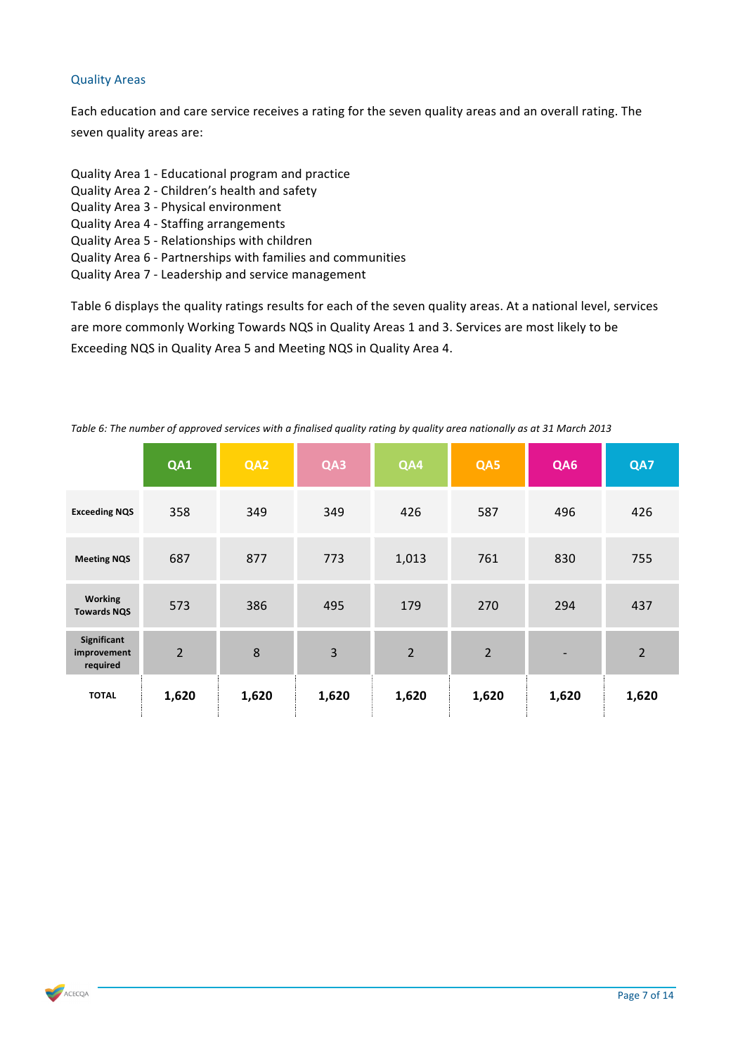## Quality Areas

Each education and care service receives a rating for the seven quality areas and an overall rating. The seven quality areas are:

Quality Area 1 - Educational program and practice
Quality Area 2 - Children's health and safety
Quality Area 3 - Physical environment
Quality Area 4 - Staffing arrangements
Quality Area 5 - Relationships with children
Quality Area 6 - Partnerships with families and communities
Quality Area 7 - Leadership and service management

Table 6 displays the quality ratings results for each of the seven quality areas. At a national level, services are more commonly Working Towards NQS in Quality Areas 1 and 3. Services are most likely to be Exceeding NQS in Quality Area 5 and Meeting NQS in Quality Area 4.

*Table 6: The number of approved services with a finalised quality rating by quality area nationally as at 31 March 2013*

| | QA1 | QA2 | QA3 | QA4 | QA5 | QA6 | QA7 |
|---|---|---|---|---|---|---|---|
| **Exceeding NQS** | 358 | 349 | 349 | 426 | 587 | 496 | 426 |
| **Meeting NQS** | 687 | 877 | 773 | 1,013 | 761 | 830 | 755 |
| **Working Towards NQS** | 573 | 386 | 495 | 179 | 270 | 294 | 437 |
| **Significant improvement required** | 2 | 8 | 3 | 2 | 2 | - | 2 |
| **TOTAL** | **1,620** | **1,620** | **1,620** | **1,620** | **1,620** | **1,620** | **1,620** |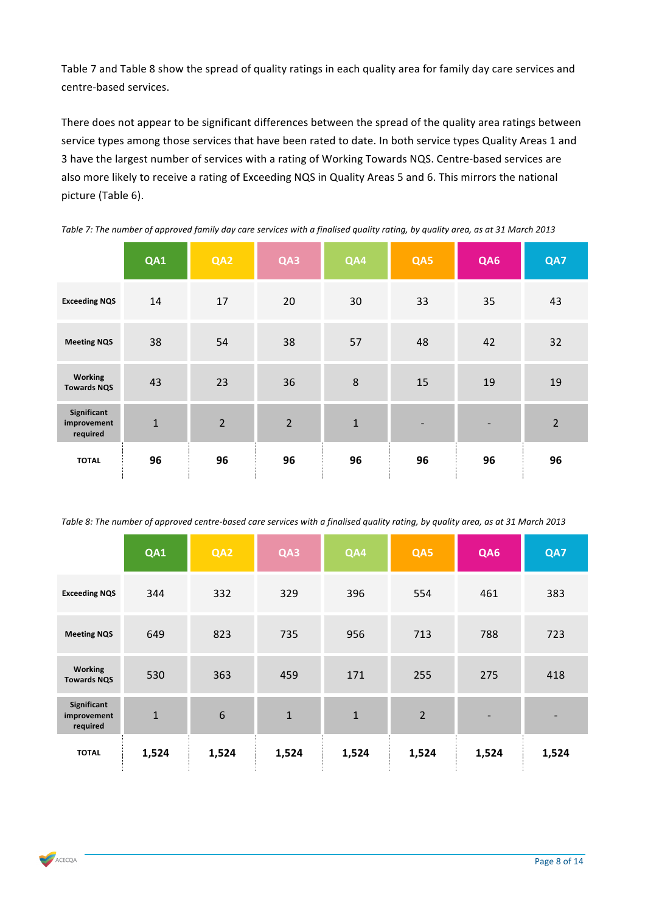Table 7 and Table 8 show the spread of quality ratings in each quality area for family day care services and centre-based services.

There does not appear to be significant differences between the spread of the quality area ratings between service types among those services that have been rated to date. In both service types Quality Areas 1 and 3 have the largest number of services with a rating of Working Towards NQS. Centre-based services are also more likely to receive a rating of Exceeding NQS in Quality Areas 5 and 6. This mirrors the national picture (Table 6).

*Table 7: The number of approved family day care services with a finalised quality rating, by quality area, as at 31 March 2013*

| | QA1 | QA2 | QA3 | QA4 | QA5 | QA6 | QA7 |
|---|---|---|---|---|---|---|---|
| **Exceeding NQS** | 14 | 17 | 20 | 30 | 33 | 35 | 43 |
| **Meeting NQS** | 38 | 54 | 38 | 57 | 48 | 42 | 32 |
| **Working Towards NQS** | 43 | 23 | 36 | 8 | 15 | 19 | 19 |
| **Significant improvement required** | 1 | 2 | 2 | 1 | - | - | 2 |
| **TOTAL** | **96** | **96** | **96** | **96** | **96** | **96** | **96** |

*Table 8: The number of approved centre-based care services with a finalised quality rating, by quality area, as at 31 March 2013*

| | QA1 | QA2 | QA3 | QA4 | QA5 | QA6 | QA7 |
|---|---|---|---|---|---|---|---|
| **Exceeding NQS** | 344 | 332 | 329 | 396 | 554 | 461 | 383 |
| **Meeting NQS** | 649 | 823 | 735 | 956 | 713 | 788 | 723 |
| **Working Towards NQS** | 530 | 363 | 459 | 171 | 255 | 275 | 418 |
| **Significant improvement required** | 1 | 6 | 1 | 1 | 2 | - | - |
| **TOTAL** | **1,524** | **1,524** | **1,524** | **1,524** | **1,524** | **1,524** | **1,524** |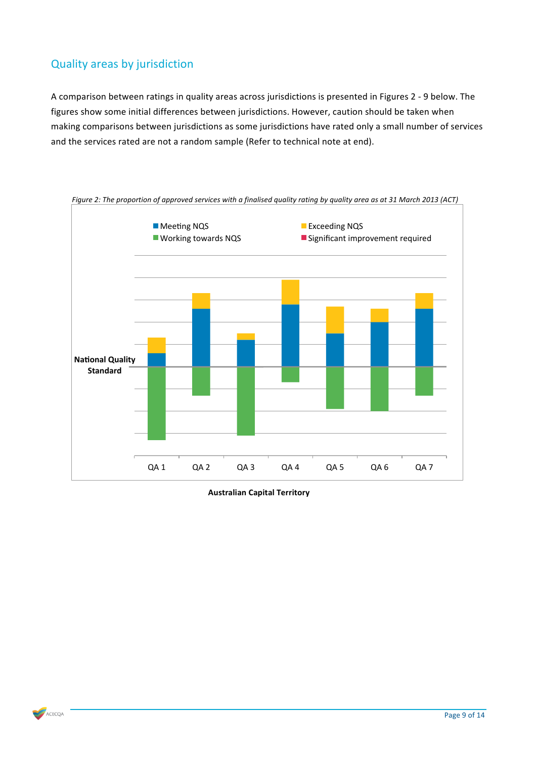## Quality areas by jurisdiction

A comparison between ratings in quality areas across jurisdictions is presented in Figures 2 - 9 below. The figures show some initial differences between jurisdictions. However, caution should be taken when making comparisons between jurisdictions as some jurisdictions have rated only a small number of services and the services rated are not a random sample (Refer to technical note at end).

*Figure 2: The proportion of approved services with a finalised quality rating by quality area as at 31 March 2013 (ACT)*

Meeting NQS | Exceeding NQS | Working towards NQS | Significant improvement required

National Quality Standard

QA 1 | QA 2 | QA 3 | QA 4 | QA 5 | QA 6 | QA 7

**Australian Capital Territory**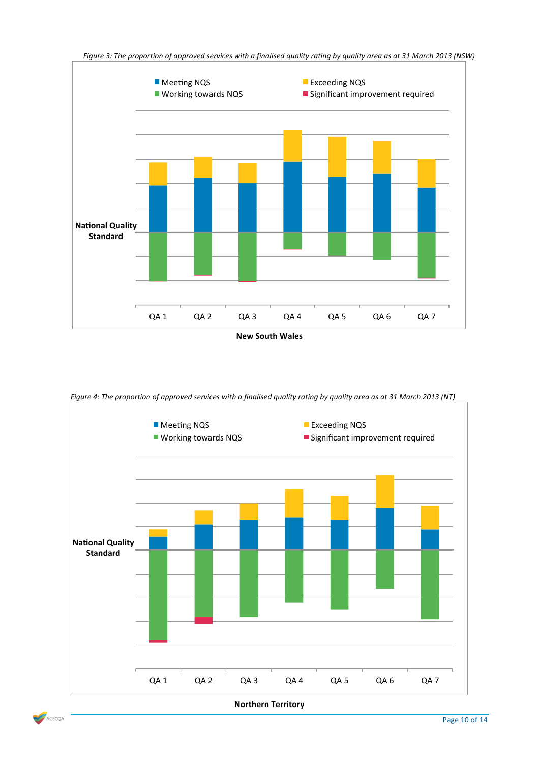*Figure 3: The proportion of approved services with a finalised quality rating by quality area as at 31 March 2013 (NSW)*

Meeting NQS
Exceeding NQS
Working towards NQS
Significant improvement required

National Quality Standard

QA 1 QA 2 QA 3 QA 4 QA 5 QA 6 QA 7

**New South Wales**

*Figure 4: The proportion of approved services with a finalised quality rating by quality area as at 31 March 2013 (NT)*

Meeting NQS
Exceeding NQS
Working towards NQS
Significant improvement required

National Quality Standard

QA 1 QA 2 QA 3 QA 4 QA 5 QA 6 QA 7

**Northern Territory**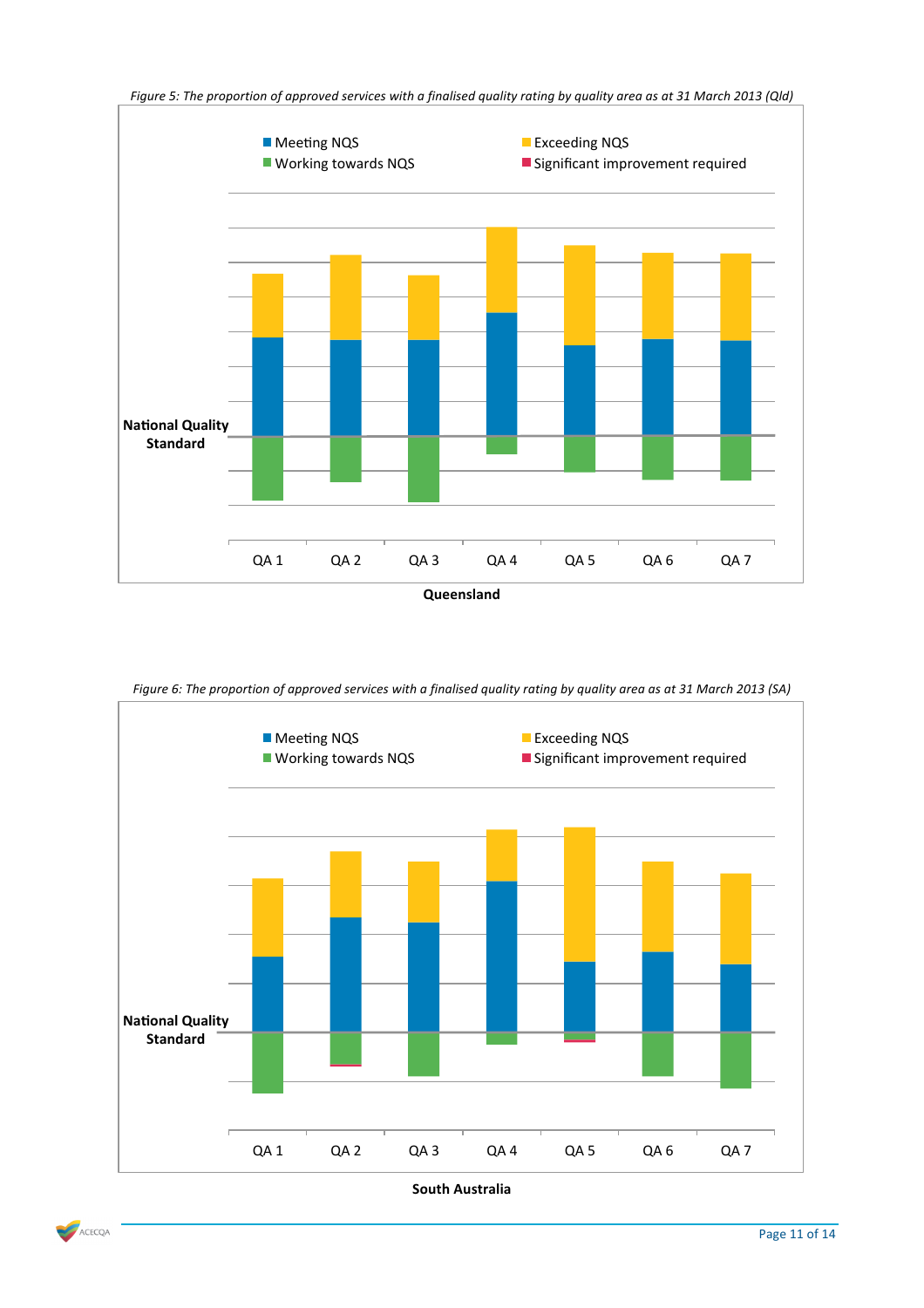*Figure 5: The proportion of approved services with a finalised quality rating by quality area as at 31 March 2013 (Qld)*

Meeting NQS | Exceeding NQS | Working towards NQS | Significant improvement required

National Quality Standard

QA 1 | QA 2 | QA 3 | QA 4 | QA 5 | QA 6 | QA 7

**Queensland**

*Figure 6: The proportion of approved services with a finalised quality rating by quality area as at 31 March 2013 (SA)*

Meeting NQS | Exceeding NQS | Working towards NQS | Significant improvement required

National Quality Standard

QA 1 | QA 2 | QA 3 | QA 4 | QA 5 | QA 6 | QA 7

**South Australia**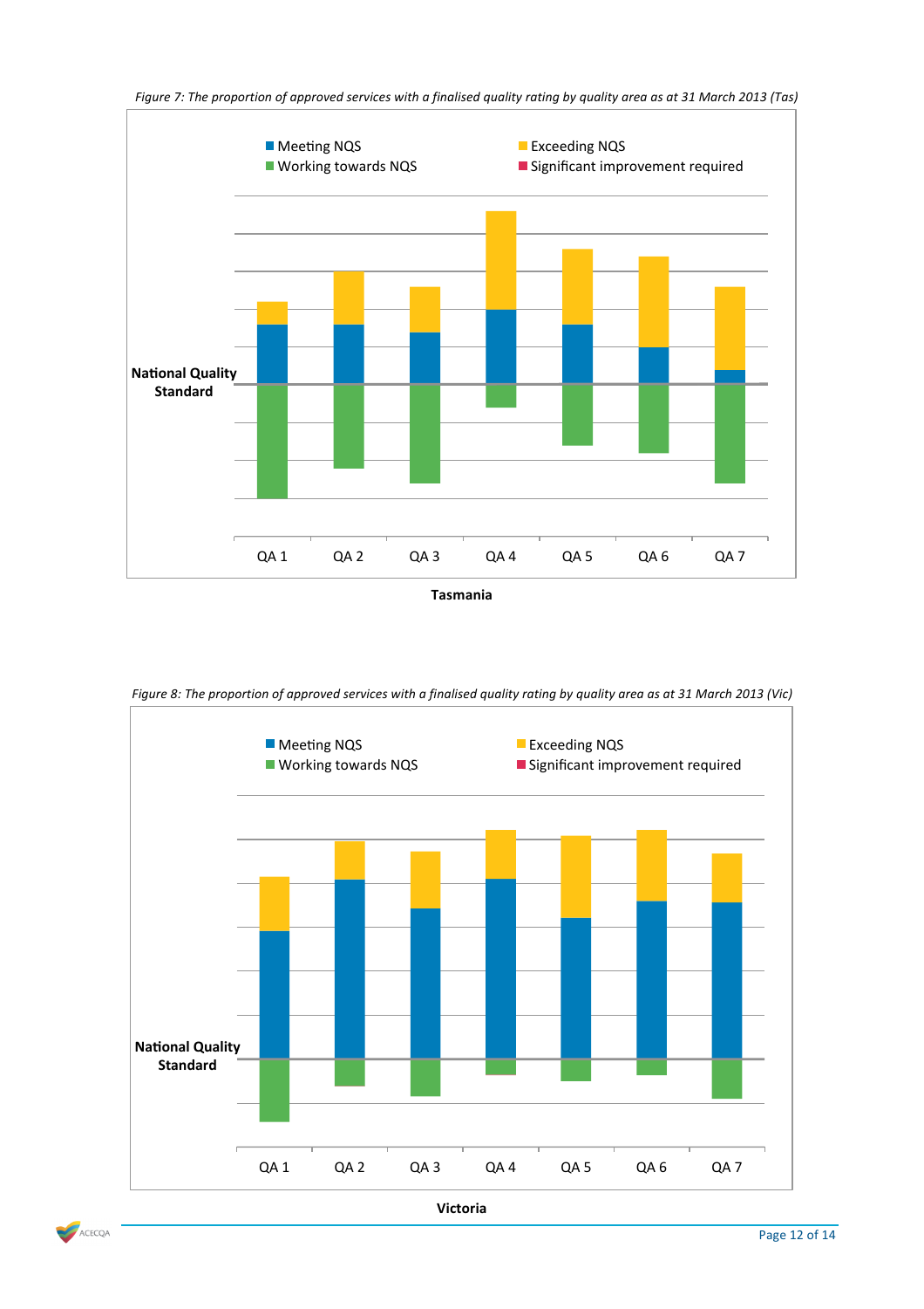*Figure 7: The proportion of approved services with a finalised quality rating by quality area as at 31 March 2013 (Tas)*

Meeting NQS
Exceeding NQS
Working towards NQS
Significant improvement required

National Quality Standard

QA 1 QA 2 QA 3 QA 4 QA 5 QA 6 QA 7

**Tasmania**

*Figure 8: The proportion of approved services with a finalised quality rating by quality area as at 31 March 2013 (Vic)*

Meeting NQS
Exceeding NQS
Working towards NQS
Significant improvement required

National Quality Standard

QA 1 QA 2 QA 3 QA 4 QA 5 QA 6 QA 7

**Victoria**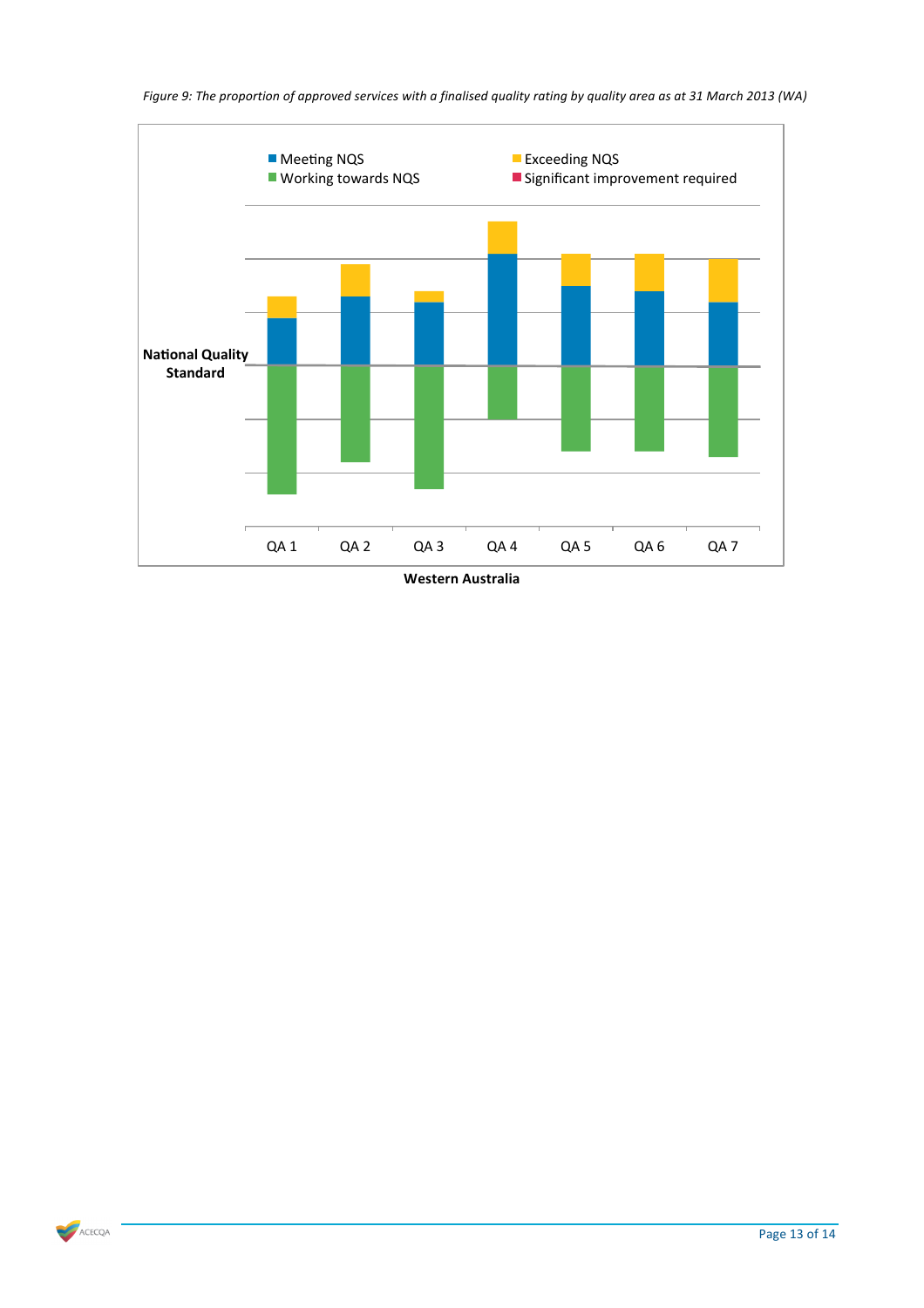*Figure 9: The proportion of approved services with a finalised quality rating by quality area as at 31 March 2013 (WA)*

Meeting NQS | Exceeding NQS | Working towards NQS | Significant improvement required

National Quality Standard

QA 1 | QA 2 | QA 3 | QA 4 | QA 5 | QA 6 | QA 7

**Western Australia**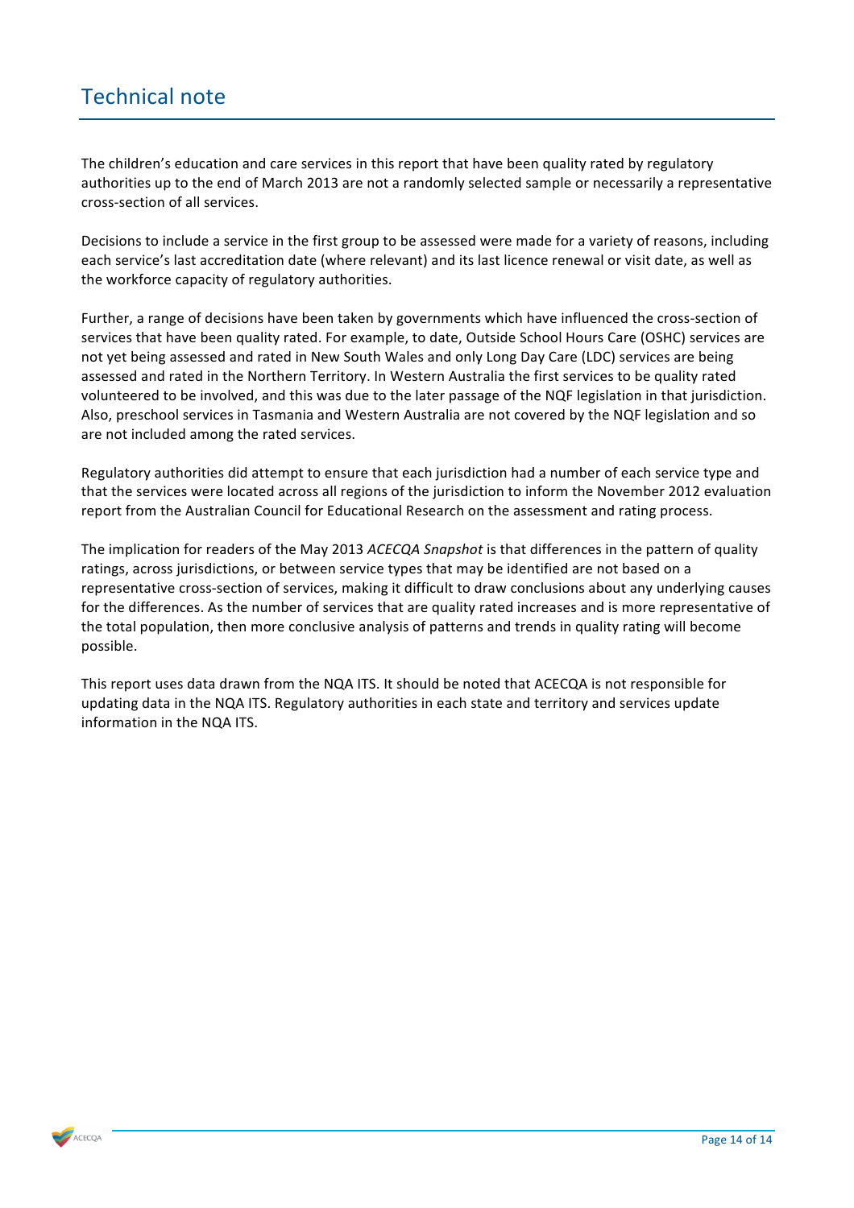# Technical note

The children's education and care services in this report that have been quality rated by regulatory authorities up to the end of March 2013 are not a randomly selected sample or necessarily a representative cross-section of all services.

Decisions to include a service in the first group to be assessed were made for a variety of reasons, including each service's last accreditation date (where relevant) and its last licence renewal or visit date, as well as the workforce capacity of regulatory authorities.

Further, a range of decisions have been taken by governments which have influenced the cross-section of services that have been quality rated. For example, to date, Outside School Hours Care (OSHC) services are not yet being assessed and rated in New South Wales and only Long Day Care (LDC) services are being assessed and rated in the Northern Territory. In Western Australia the first services to be quality rated volunteered to be involved, and this was due to the later passage of the NQF legislation in that jurisdiction. Also, preschool services in Tasmania and Western Australia are not covered by the NQF legislation and so are not included among the rated services.

Regulatory authorities did attempt to ensure that each jurisdiction had a number of each service type and that the services were located across all regions of the jurisdiction to inform the November 2012 evaluation report from the Australian Council for Educational Research on the assessment and rating process.

The implication for readers of the May 2013 *ACECQA Snapshot* is that differences in the pattern of quality ratings, across jurisdictions, or between service types that may be identified are not based on a representative cross-section of services, making it difficult to draw conclusions about any underlying causes for the differences. As the number of services that are quality rated increases and is more representative of the total population, then more conclusive analysis of patterns and trends in quality rating will become possible.

This report uses data drawn from the NQA ITS. It should be noted that ACECQA is not responsible for updating data in the NQA ITS. Regulatory authorities in each state and territory and services update information in the NQA ITS.